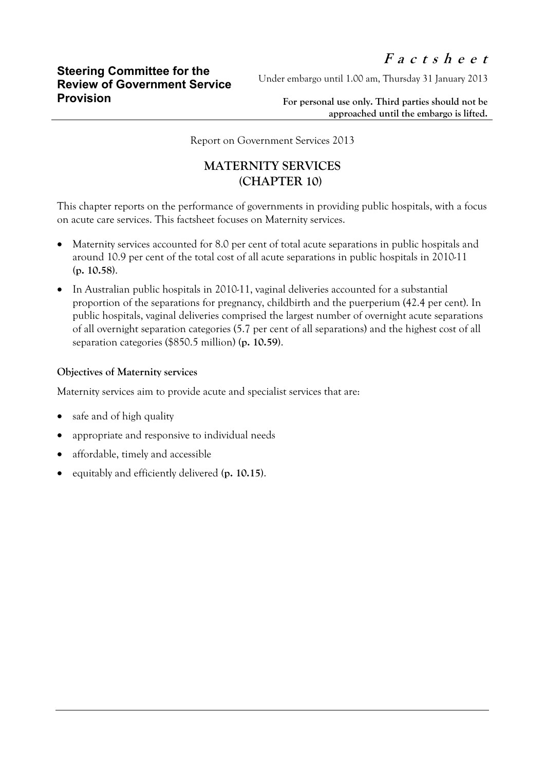**Steering Committee for the Review of Government Service Provision**

***Factsheet***

Under embargo until 1.00 am, Thursday 31 January 2013

**For personal use only. Third parties should not be approached until the embargo is lifted.**

Report on Government Services 2013

# MATERNITY SERVICES (CHAPTER 10)

This chapter reports on the performance of governments in providing public hospitals, with a focus on acute care services. This factsheet focuses on Maternity services.

- Maternity services accounted for 8.0 per cent of total acute separations in public hospitals and around 10.9 per cent of the total cost of all acute separations in public hospitals in 2010-11 **(p. 10.58)**.
- In Australian public hospitals in 2010-11, vaginal deliveries accounted for a substantial proportion of the separations for pregnancy, childbirth and the puerperium (42.4 per cent). In public hospitals, vaginal deliveries comprised the largest number of overnight acute separations of all overnight separation categories (5.7 per cent of all separations) and the highest cost of all separation categories ($850.5 million) **(p. 10.59)**.

**Objectives of Maternity services**

Maternity services aim to provide acute and specialist services that are:

- safe and of high quality
- appropriate and responsive to individual needs
- affordable, timely and accessible
- equitably and efficiently delivered **(p. 10.15)**.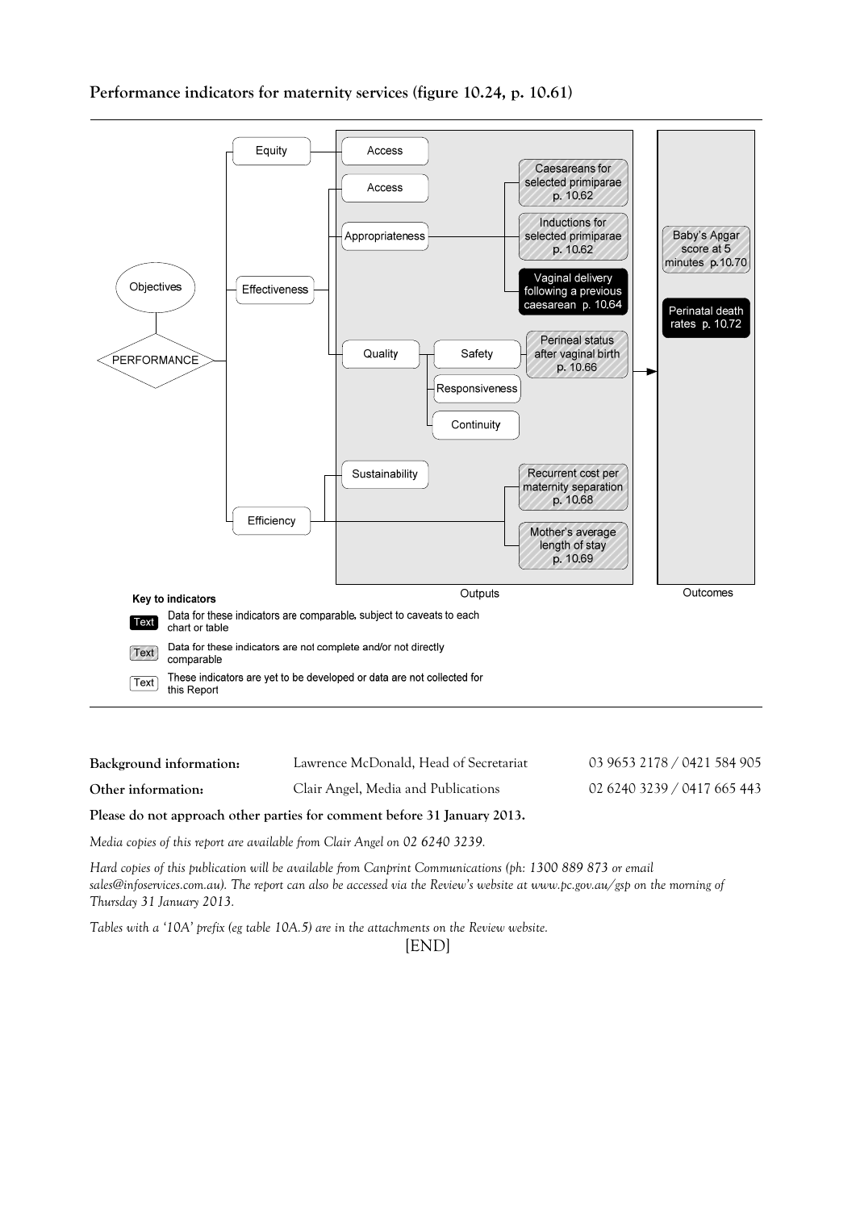**Performance indicators for maternity services (figure 10.24, p. 10.61)**

Objectives

PERFORMANCE

Equity

Effectiveness

Efficiency

Access

Access

Appropriateness

Quality

Safety

Responsiveness

Continuity

Sustainability

Caesareans for selected primiparae p. 10.62

Inductions for selected primiparae p. 10.62

Vaginal delivery following a previous caesarean p. 10.64

Perineal status after vaginal birth p. 10.66

Recurrent cost per maternity separation p. 10.68

Mother's average length of stay p. 10.69

Baby's Apgar score at 5 minutes p.10.70

Perinatal death rates p. 10.72

Outputs

Outcomes

Key to indicators

Text — Data for these indicators are comparable, subject to caveats to each chart or table

Text — Data for these indicators are not complete and/or not directly comparable

Text — These indicators are yet to be developed or data are not collected for this Report

| | | |
|---|---|---|
| **Background information:** | Lawrence McDonald, Head of Secretariat | 03 9653 2178 / 0421 584 905 |
| **Other information:** | Clair Angel, Media and Publications | 02 6240 3239 / 0417 665 443 |

**Please do not approach other parties for comment before 31 January 2013.**

*Media copies of this report are available from Clair Angel on 02 6240 3239.*

*Hard copies of this publication will be available from Canprint Communications (ph: 1300 889 873 or email sales@infoservices.com.au). The report can also be accessed via the Review's website at www.pc.gov.au/gsp on the morning of Thursday 31 January 2013.*

*Tables with a '10A' prefix (eg table 10A.5) are in the attachments on the Review website.*

[END]